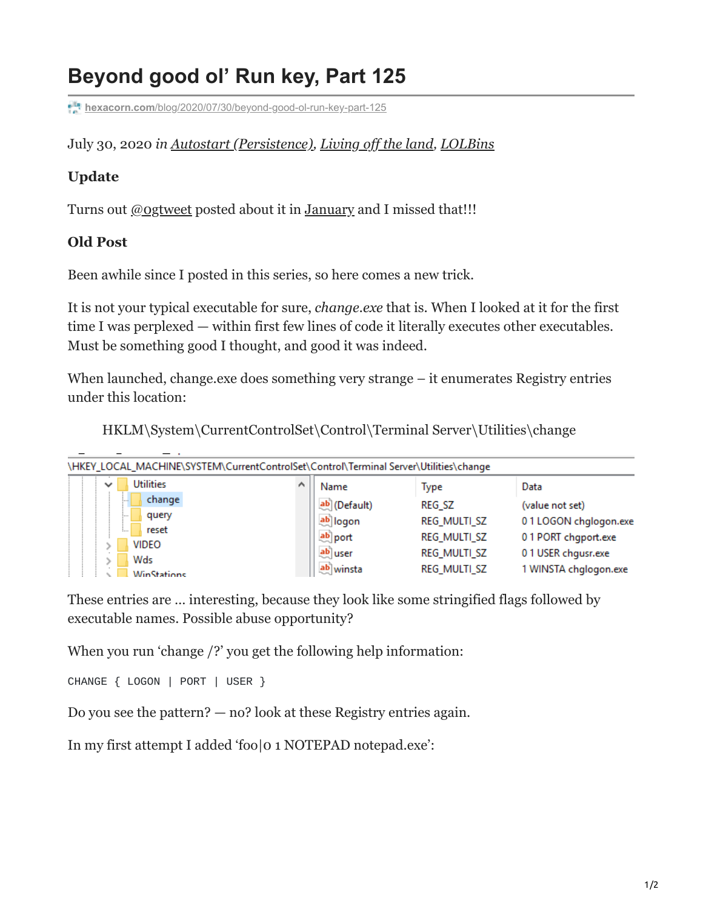# Beyond good ol' Run key, Part 125

hexacorn.com/blog/2020/07/30/beyond-good-ol-run-key-part-125

July 30, 2020 *in* Autostart (Persistence), Living off the land, LOLBins

### Update

Turns out @0gtweet posted about it in January and I missed that!!!

### Old Post

Been awhile since I posted in this series, so here comes a new trick.

It is not your typical executable for sure, *change.exe* that is. When I looked at it for the first time I was perplexed — within first few lines of code it literally executes other executables. Must be something good I thought, and good it was indeed.

When launched, change.exe does something very strange – it enumerates Registry entries under this location:

HKLM\System\CurrentControlSet\Control\Terminal Server\Utilities\change

\HKEY_LOCAL_MACHINE\SYSTEM\CurrentControlSet\Control\Terminal Server\Utilities\change

| Name | Type | Data |
|---|---|---|
| (Default) | REG_SZ | (value not set) |
| logon | REG_MULTI_SZ | 0 1 LOGON chglogon.exe |
| port | REG_MULTI_SZ | 0 1 PORT chgport.exe |
| user | REG_MULTI_SZ | 0 1 USER chgusr.exe |
| winsta | REG_MULTI_SZ | 1 WINSTA chglogon.exe |

These entries are … interesting, because they look like some stringified flags followed by executable names. Possible abuse opportunity?

When you run 'change /?' you get the following help information:

```
CHANGE { LOGON | PORT | USER }
```

Do you see the pattern? — no? look at these Registry entries again.

In my first attempt I added 'foo|0 1 NOTEPAD notepad.exe':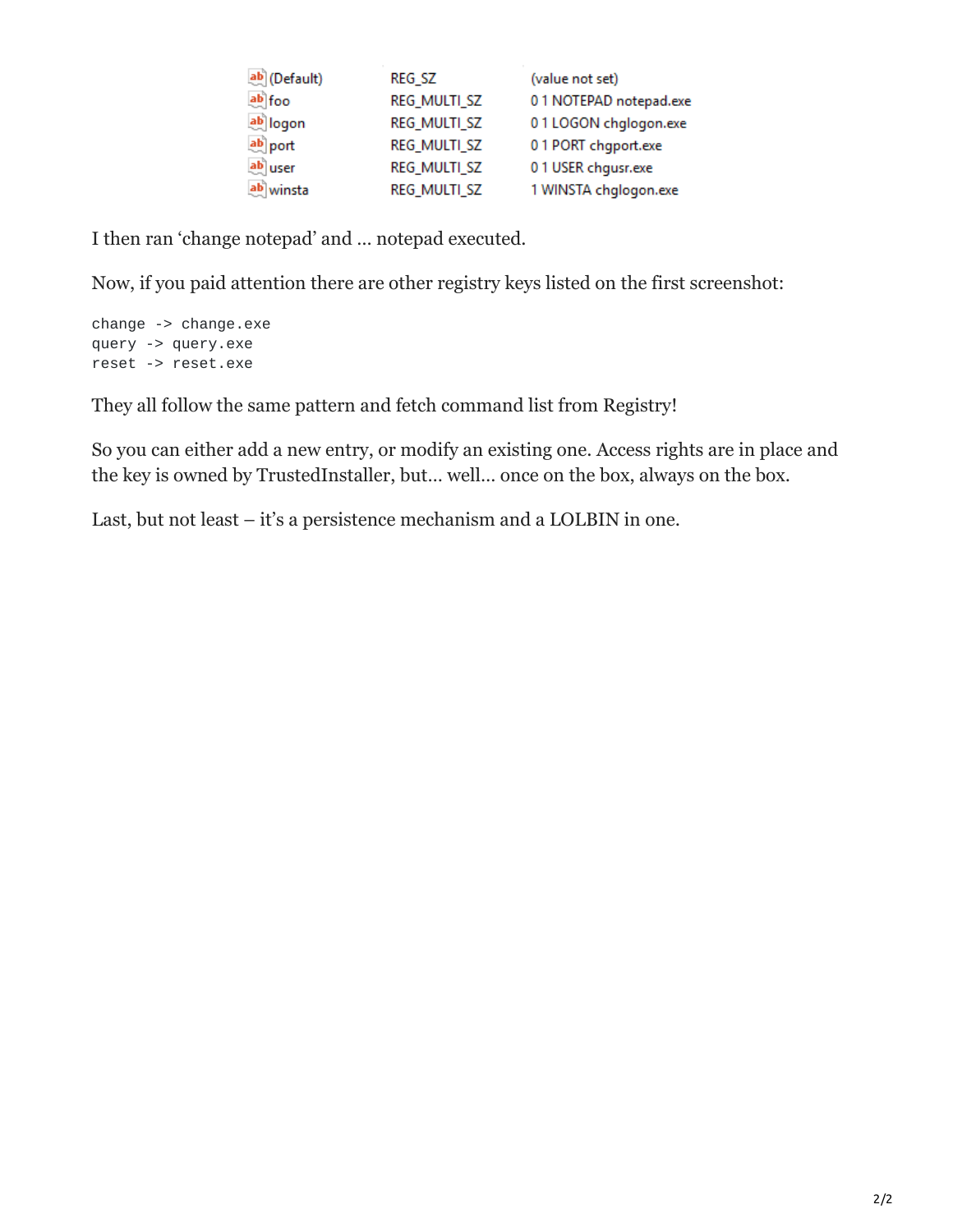| | | |
|---|---|---|
| (Default) | REG_SZ | (value not set) |
| foo | REG_MULTI_SZ | 0 1 NOTEPAD notepad.exe |
| logon | REG_MULTI_SZ | 0 1 LOGON chglogon.exe |
| port | REG_MULTI_SZ | 0 1 PORT chgport.exe |
| user | REG_MULTI_SZ | 0 1 USER chgusr.exe |
| winsta | REG_MULTI_SZ | 1 WINSTA chglogon.exe |

I then ran 'change notepad' and … notepad executed.

Now, if you paid attention there are other registry keys listed on the first screenshot:

```
change -> change.exe
query -> query.exe
reset -> reset.exe
```

They all follow the same pattern and fetch command list from Registry!

So you can either add a new entry, or modify an existing one. Access rights are in place and the key is owned by TrustedInstaller, but… well… once on the box, always on the box.

Last, but not least – it's a persistence mechanism and a LOLBIN in one.